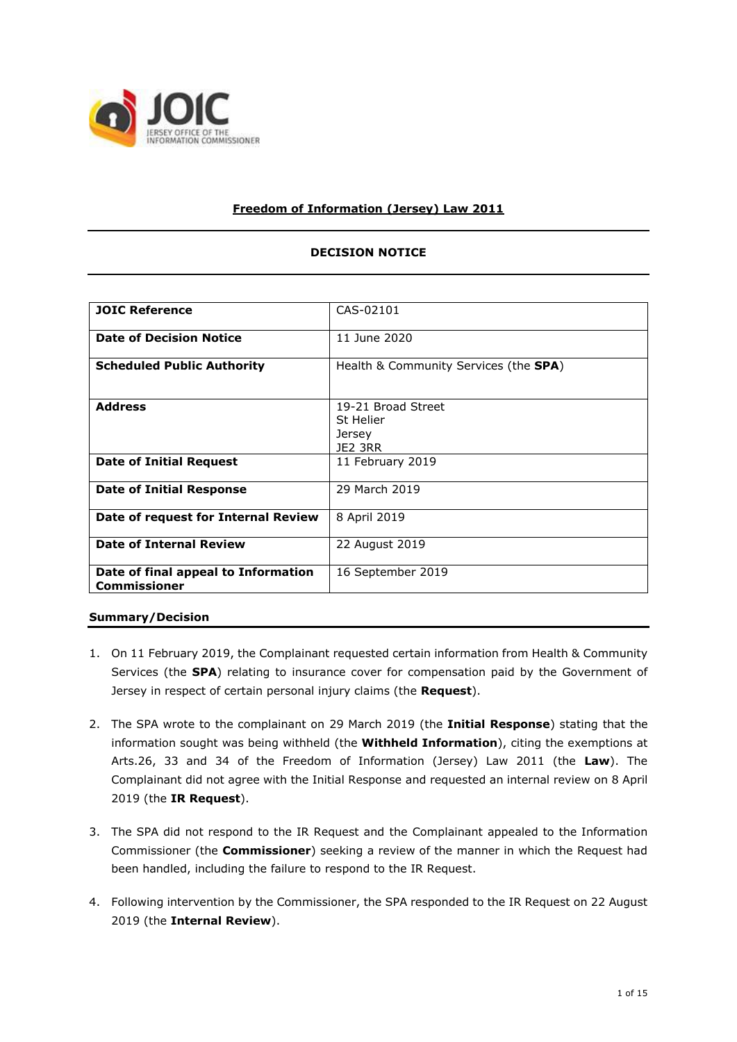**Freedom of Information (Jersey) Law 2011**

**DECISION NOTICE**

| | |
|---|---|
| **JOIC Reference** | CAS-02101 |
| **Date of Decision Notice** | 11 June 2020 |
| **Scheduled Public Authority** | Health & Community Services (the **SPA**) |
| **Address** | 19-21 Broad Street<br>St Helier<br>Jersey<br>JE2 3RR |
| **Date of Initial Request** | 11 February 2019 |
| **Date of Initial Response** | 29 March 2019 |
| **Date of request for Internal Review** | 8 April 2019 |
| **Date of Internal Review** | 22 August 2019 |
| **Date of final appeal to Information Commissioner** | 16 September 2019 |

**Summary/Decision**

1. On 11 February 2019, the Complainant requested certain information from Health & Community Services (the **SPA**) relating to insurance cover for compensation paid by the Government of Jersey in respect of certain personal injury claims (the **Request**).

2. The SPA wrote to the complainant on 29 March 2019 (the **Initial Response**) stating that the information sought was being withheld (the **Withheld Information**), citing the exemptions at Arts.26, 33 and 34 of the Freedom of Information (Jersey) Law 2011 (the **Law**). The Complainant did not agree with the Initial Response and requested an internal review on 8 April 2019 (the **IR Request**).

3. The SPA did not respond to the IR Request and the Complainant appealed to the Information Commissioner (the **Commissioner**) seeking a review of the manner in which the Request had been handled, including the failure to respond to the IR Request.

4. Following intervention by the Commissioner, the SPA responded to the IR Request on 22 August 2019 (the **Internal Review**).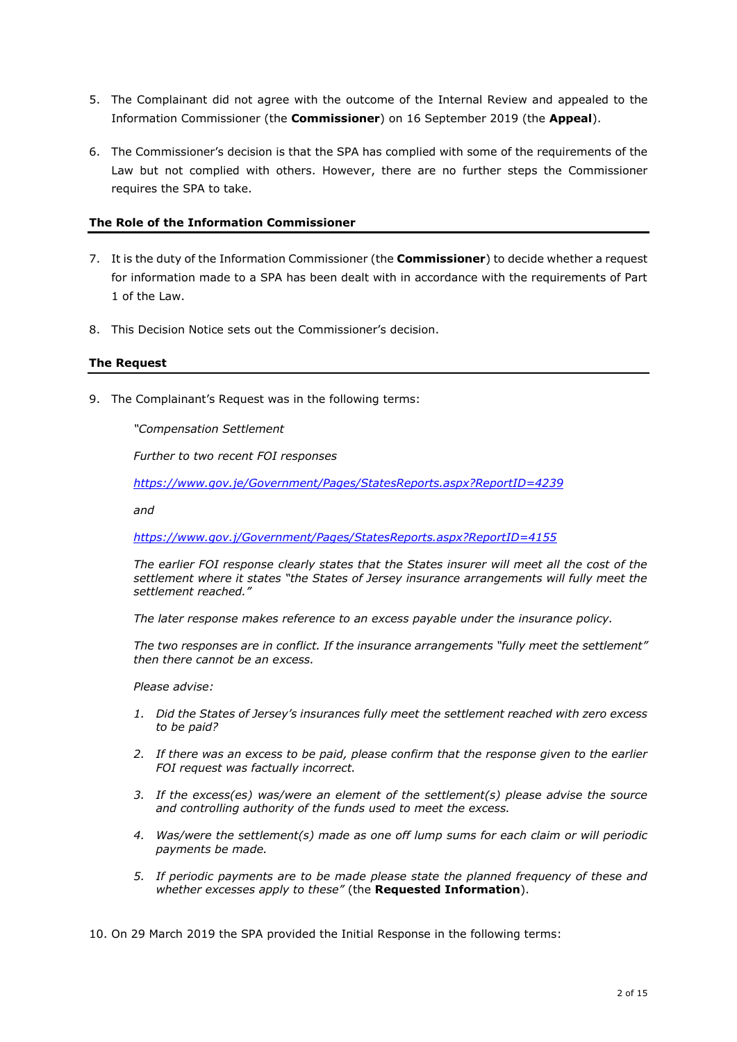5. The Complainant did not agree with the outcome of the Internal Review and appealed to the Information Commissioner (the **Commissioner**) on 16 September 2019 (the **Appeal**).

6. The Commissioner's decision is that the SPA has complied with some of the requirements of the Law but not complied with others. However, there are no further steps the Commissioner requires the SPA to take.

## The Role of the Information Commissioner

7. It is the duty of the Information Commissioner (the **Commissioner**) to decide whether a request for information made to a SPA has been dealt with in accordance with the requirements of Part 1 of the Law.

8. This Decision Notice sets out the Commissioner's decision.

## The Request

9. The Complainant's Request was in the following terms:

   *"Compensation Settlement*

   *Further to two recent FOI responses*

   *https://www.gov.je/Government/Pages/StatesReports.aspx?ReportID=4239*

   *and*

   *https://www.gov.j/Government/Pages/StatesReports.aspx?ReportID=4155*

   *The earlier FOI response clearly states that the States insurer will meet all the cost of the settlement where it states "the States of Jersey insurance arrangements will fully meet the settlement reached."*

   *The later response makes reference to an excess payable under the insurance policy.*

   *The two responses are in conflict. If the insurance arrangements "fully meet the settlement" then there cannot be an excess.*

   *Please advise:*

   1. *Did the States of Jersey's insurances fully meet the settlement reached with zero excess to be paid?*
   2. *If there was an excess to be paid, please confirm that the response given to the earlier FOI request was factually incorrect.*
   3. *If the excess(es) was/were an element of the settlement(s) please advise the source and controlling authority of the funds used to meet the excess.*
   4. *Was/were the settlement(s) made as one off lump sums for each claim or will periodic payments be made.*
   5. *If periodic payments are to be made please state the planned frequency of these and whether excesses apply to these"* (the **Requested Information**).

10. On 29 March 2019 the SPA provided the Initial Response in the following terms: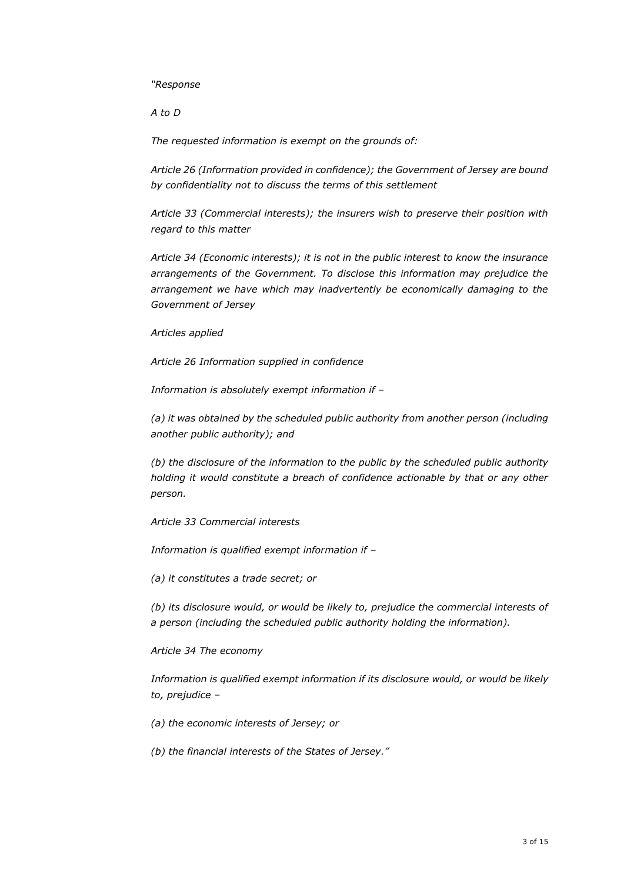*"Response*

*A to D*

*The requested information is exempt on the grounds of:*

*Article 26 (Information provided in confidence); the Government of Jersey are bound by confidentiality not to discuss the terms of this settlement*

*Article 33 (Commercial interests); the insurers wish to preserve their position with regard to this matter*

*Article 34 (Economic interests); it is not in the public interest to know the insurance arrangements of the Government. To disclose this information may prejudice the arrangement we have which may inadvertently be economically damaging to the Government of Jersey*

*Articles applied*

*Article 26 Information supplied in confidence*

*Information is absolutely exempt information if –*

*(a) it was obtained by the scheduled public authority from another person (including another public authority); and*

*(b) the disclosure of the information to the public by the scheduled public authority holding it would constitute a breach of confidence actionable by that or any other person.*

*Article 33 Commercial interests*

*Information is qualified exempt information if –*

*(a) it constitutes a trade secret; or*

*(b) its disclosure would, or would be likely to, prejudice the commercial interests of a person (including the scheduled public authority holding the information).*

*Article 34 The economy*

*Information is qualified exempt information if its disclosure would, or would be likely to, prejudice –*

*(a) the economic interests of Jersey; or*

*(b) the financial interests of the States of Jersey."*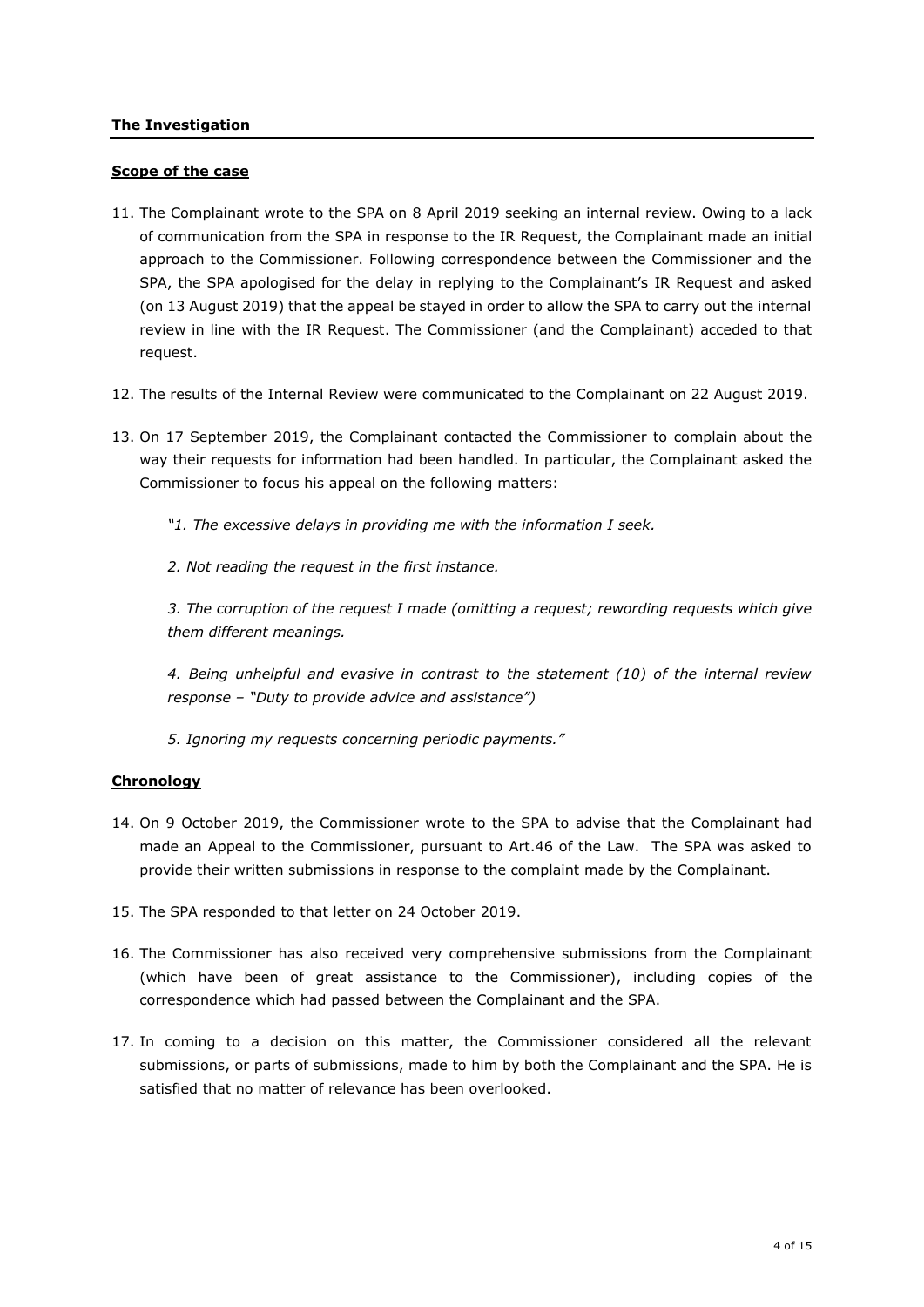**The Investigation**

**Scope of the case**

11. The Complainant wrote to the SPA on 8 April 2019 seeking an internal review. Owing to a lack of communication from the SPA in response to the IR Request, the Complainant made an initial approach to the Commissioner. Following correspondence between the Commissioner and the SPA, the SPA apologised for the delay in replying to the Complainant's IR Request and asked (on 13 August 2019) that the appeal be stayed in order to allow the SPA to carry out the internal review in line with the IR Request. The Commissioner (and the Complainant) acceded to that request.

12. The results of the Internal Review were communicated to the Complainant on 22 August 2019.

13. On 17 September 2019, the Complainant contacted the Commissioner to complain about the way their requests for information had been handled. In particular, the Complainant asked the Commissioner to focus his appeal on the following matters:

    *"1. The excessive delays in providing me with the information I seek.*

    *2. Not reading the request in the first instance.*

    *3. The corruption of the request I made (omitting a request; rewording requests which give them different meanings.*

    *4. Being unhelpful and evasive in contrast to the statement (10) of the internal review response – "Duty to provide advice and assistance")*

    *5. Ignoring my requests concerning periodic payments."*

**Chronology**

14. On 9 October 2019, the Commissioner wrote to the SPA to advise that the Complainant had made an Appeal to the Commissioner, pursuant to Art.46 of the Law. The SPA was asked to provide their written submissions in response to the complaint made by the Complainant.

15. The SPA responded to that letter on 24 October 2019.

16. The Commissioner has also received very comprehensive submissions from the Complainant (which have been of great assistance to the Commissioner), including copies of the correspondence which had passed between the Complainant and the SPA.

17. In coming to a decision on this matter, the Commissioner considered all the relevant submissions, or parts of submissions, made to him by both the Complainant and the SPA. He is satisfied that no matter of relevance has been overlooked.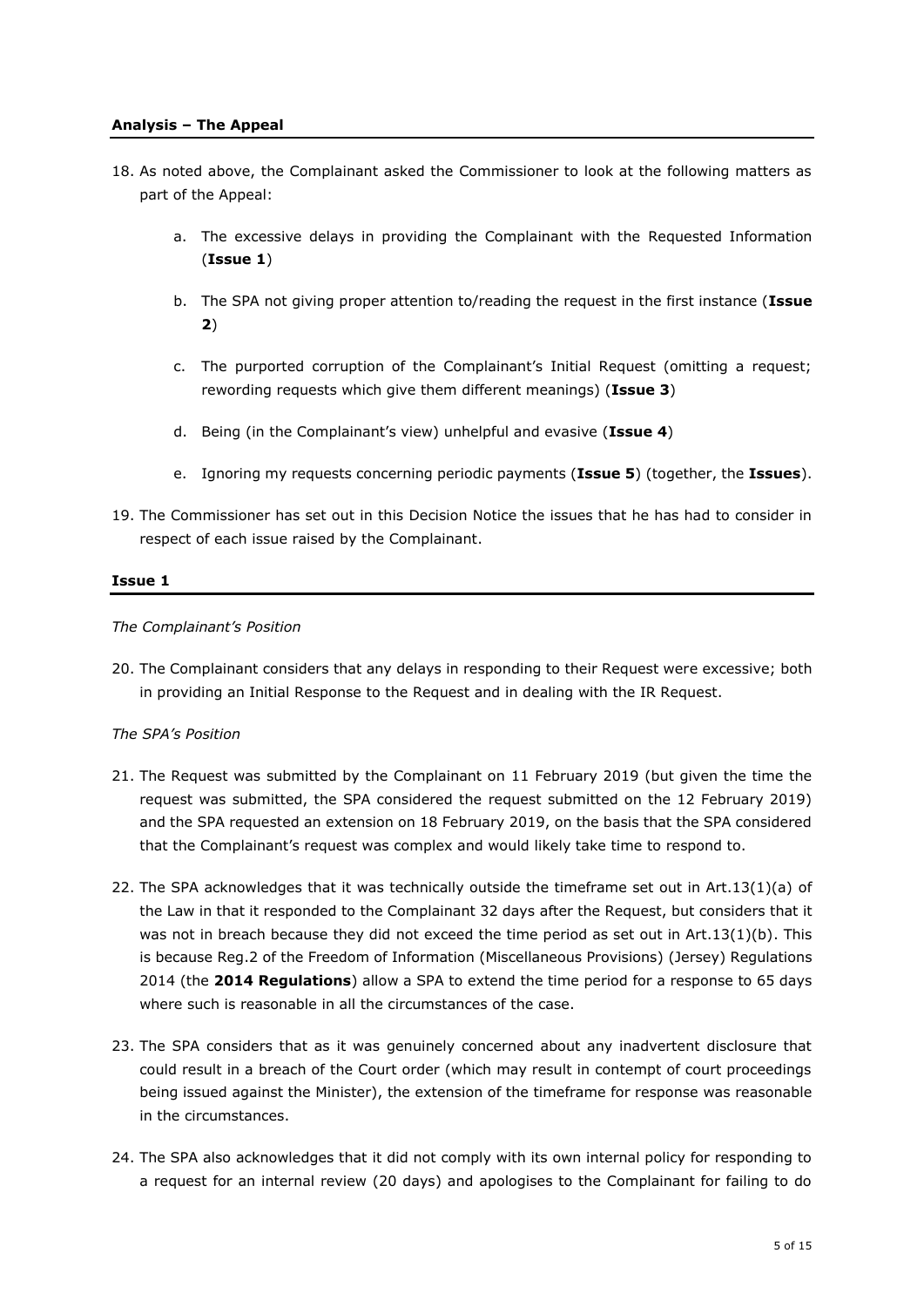## Analysis – The Appeal

18. As noted above, the Complainant asked the Commissioner to look at the following matters as part of the Appeal:

    a. The excessive delays in providing the Complainant with the Requested Information (**Issue 1**)

    b. The SPA not giving proper attention to/reading the request in the first instance (**Issue 2**)

    c. The purported corruption of the Complainant's Initial Request (omitting a request; rewording requests which give them different meanings) (**Issue 3**)

    d. Being (in the Complainant's view) unhelpful and evasive (**Issue 4**)

    e. Ignoring my requests concerning periodic payments (**Issue 5**) (together, the **Issues**).

19. The Commissioner has set out in this Decision Notice the issues that he has had to consider in respect of each issue raised by the Complainant.

## Issue 1

*The Complainant's Position*

20. The Complainant considers that any delays in responding to their Request were excessive; both in providing an Initial Response to the Request and in dealing with the IR Request.

*The SPA's Position*

21. The Request was submitted by the Complainant on 11 February 2019 (but given the time the request was submitted, the SPA considered the request submitted on the 12 February 2019) and the SPA requested an extension on 18 February 2019, on the basis that the SPA considered that the Complainant's request was complex and would likely take time to respond to.

22. The SPA acknowledges that it was technically outside the timeframe set out in Art.13(1)(a) of the Law in that it responded to the Complainant 32 days after the Request, but considers that it was not in breach because they did not exceed the time period as set out in Art.13(1)(b). This is because Reg.2 of the Freedom of Information (Miscellaneous Provisions) (Jersey) Regulations 2014 (the **2014 Regulations**) allow a SPA to extend the time period for a response to 65 days where such is reasonable in all the circumstances of the case.

23. The SPA considers that as it was genuinely concerned about any inadvertent disclosure that could result in a breach of the Court order (which may result in contempt of court proceedings being issued against the Minister), the extension of the timeframe for response was reasonable in the circumstances.

24. The SPA also acknowledges that it did not comply with its own internal policy for responding to a request for an internal review (20 days) and apologises to the Complainant for failing to do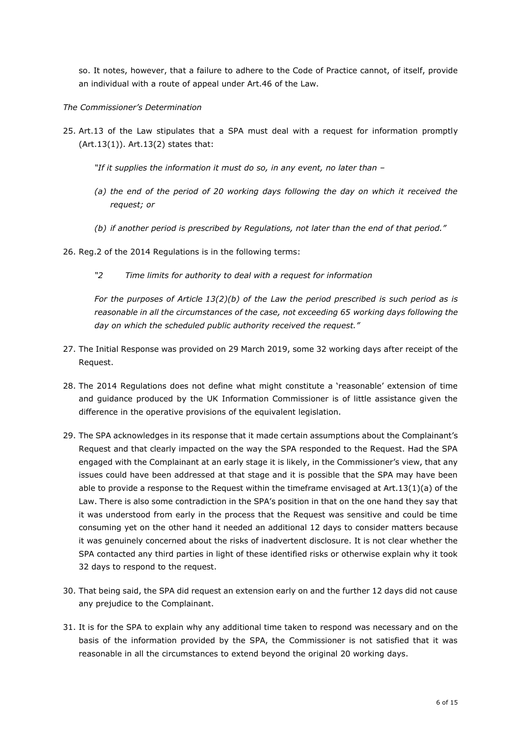so. It notes, however, that a failure to adhere to the Code of Practice cannot, of itself, provide an individual with a route of appeal under Art.46 of the Law.

*The Commissioner's Determination*

25. Art.13 of the Law stipulates that a SPA must deal with a request for information promptly (Art.13(1)). Art.13(2) states that:

    *"If it supplies the information it must do so, in any event, no later than –*

    *(a) the end of the period of 20 working days following the day on which it received the request; or*

    *(b) if another period is prescribed by Regulations, not later than the end of that period."*

26. Reg.2 of the 2014 Regulations is in the following terms:

    *"2 Time limits for authority to deal with a request for information*

    *For the purposes of Article 13(2)(b) of the Law the period prescribed is such period as is reasonable in all the circumstances of the case, not exceeding 65 working days following the day on which the scheduled public authority received the request."*

27. The Initial Response was provided on 29 March 2019, some 32 working days after receipt of the Request.

28. The 2014 Regulations does not define what might constitute a 'reasonable' extension of time and guidance produced by the UK Information Commissioner is of little assistance given the difference in the operative provisions of the equivalent legislation.

29. The SPA acknowledges in its response that it made certain assumptions about the Complainant's Request and that clearly impacted on the way the SPA responded to the Request. Had the SPA engaged with the Complainant at an early stage it is likely, in the Commissioner's view, that any issues could have been addressed at that stage and it is possible that the SPA may have been able to provide a response to the Request within the timeframe envisaged at Art.13(1)(a) of the Law. There is also some contradiction in the SPA's position in that on the one hand they say that it was understood from early in the process that the Request was sensitive and could be time consuming yet on the other hand it needed an additional 12 days to consider matters because it was genuinely concerned about the risks of inadvertent disclosure. It is not clear whether the SPA contacted any third parties in light of these identified risks or otherwise explain why it took 32 days to respond to the request.

30. That being said, the SPA did request an extension early on and the further 12 days did not cause any prejudice to the Complainant.

31. It is for the SPA to explain why any additional time taken to respond was necessary and on the basis of the information provided by the SPA, the Commissioner is not satisfied that it was reasonable in all the circumstances to extend beyond the original 20 working days.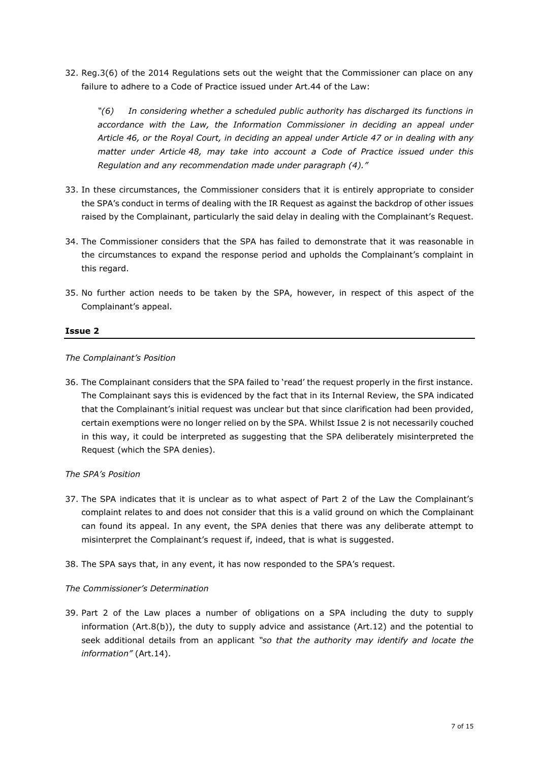32. Reg.3(6) of the 2014 Regulations sets out the weight that the Commissioner can place on any failure to adhere to a Code of Practice issued under Art.44 of the Law:

    *"(6) In considering whether a scheduled public authority has discharged its functions in accordance with the Law, the Information Commissioner in deciding an appeal under Article 46, or the Royal Court, in deciding an appeal under Article 47 or in dealing with any matter under Article 48, may take into account a Code of Practice issued under this Regulation and any recommendation made under paragraph (4)."*

33. In these circumstances, the Commissioner considers that it is entirely appropriate to consider the SPA's conduct in terms of dealing with the IR Request as against the backdrop of other issues raised by the Complainant, particularly the said delay in dealing with the Complainant's Request.

34. The Commissioner considers that the SPA has failed to demonstrate that it was reasonable in the circumstances to expand the response period and upholds the Complainant's complaint in this regard.

35. No further action needs to be taken by the SPA, however, in respect of this aspect of the Complainant's appeal.

## Issue 2

*The Complainant's Position*

36. The Complainant considers that the SPA failed to 'read' the request properly in the first instance. The Complainant says this is evidenced by the fact that in its Internal Review, the SPA indicated that the Complainant's initial request was unclear but that since clarification had been provided, certain exemptions were no longer relied on by the SPA. Whilst Issue 2 is not necessarily couched in this way, it could be interpreted as suggesting that the SPA deliberately misinterpreted the Request (which the SPA denies).

*The SPA's Position*

37. The SPA indicates that it is unclear as to what aspect of Part 2 of the Law the Complainant's complaint relates to and does not consider that this is a valid ground on which the Complainant can found its appeal. In any event, the SPA denies that there was any deliberate attempt to misinterpret the Complainant's request if, indeed, that is what is suggested.

38. The SPA says that, in any event, it has now responded to the SPA's request.

*The Commissioner's Determination*

39. Part 2 of the Law places a number of obligations on a SPA including the duty to supply information (Art.8(b)), the duty to supply advice and assistance (Art.12) and the potential to seek additional details from an applicant *"so that the authority may identify and locate the information"* (Art.14).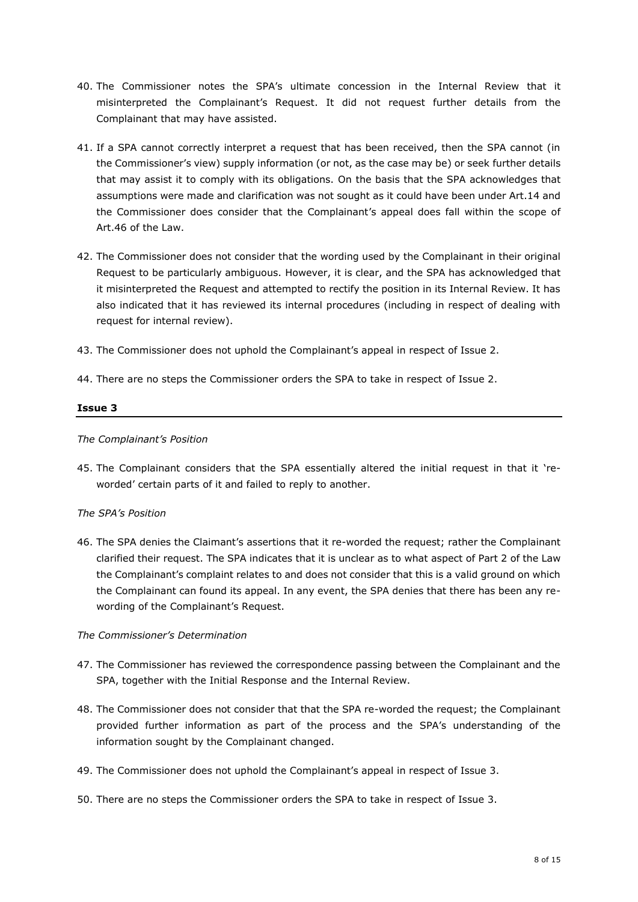40. The Commissioner notes the SPA's ultimate concession in the Internal Review that it misinterpreted the Complainant's Request. It did not request further details from the Complainant that may have assisted.

41. If a SPA cannot correctly interpret a request that has been received, then the SPA cannot (in the Commissioner's view) supply information (or not, as the case may be) or seek further details that may assist it to comply with its obligations. On the basis that the SPA acknowledges that assumptions were made and clarification was not sought as it could have been under Art.14 and the Commissioner does consider that the Complainant's appeal does fall within the scope of Art.46 of the Law.

42. The Commissioner does not consider that the wording used by the Complainant in their original Request to be particularly ambiguous. However, it is clear, and the SPA has acknowledged that it misinterpreted the Request and attempted to rectify the position in its Internal Review. It has also indicated that it has reviewed its internal procedures (including in respect of dealing with request for internal review).

43. The Commissioner does not uphold the Complainant's appeal in respect of Issue 2.

44. There are no steps the Commissioner orders the SPA to take in respect of Issue 2.

**Issue 3**

*The Complainant's Position*

45. The Complainant considers that the SPA essentially altered the initial request in that it 're-worded' certain parts of it and failed to reply to another.

*The SPA's Position*

46. The SPA denies the Claimant's assertions that it re-worded the request; rather the Complainant clarified their request. The SPA indicates that it is unclear as to what aspect of Part 2 of the Law the Complainant's complaint relates to and does not consider that this is a valid ground on which the Complainant can found its appeal. In any event, the SPA denies that there has been any re-wording of the Complainant's Request.

*The Commissioner's Determination*

47. The Commissioner has reviewed the correspondence passing between the Complainant and the SPA, together with the Initial Response and the Internal Review.

48. The Commissioner does not consider that that the SPA re-worded the request; the Complainant provided further information as part of the process and the SPA's understanding of the information sought by the Complainant changed.

49. The Commissioner does not uphold the Complainant's appeal in respect of Issue 3.

50. There are no steps the Commissioner orders the SPA to take in respect of Issue 3.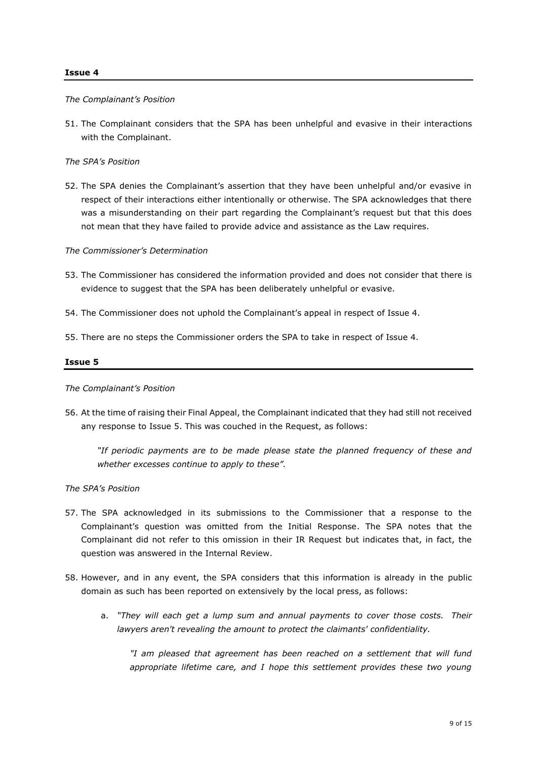**Issue 4**

*The Complainant's Position*

51. The Complainant considers that the SPA has been unhelpful and evasive in their interactions with the Complainant.

*The SPA's Position*

52. The SPA denies the Complainant's assertion that they have been unhelpful and/or evasive in respect of their interactions either intentionally or otherwise. The SPA acknowledges that there was a misunderstanding on their part regarding the Complainant's request but that this does not mean that they have failed to provide advice and assistance as the Law requires.

*The Commissioner's Determination*

53. The Commissioner has considered the information provided and does not consider that there is evidence to suggest that the SPA has been deliberately unhelpful or evasive.

54. The Commissioner does not uphold the Complainant's appeal in respect of Issue 4.

55. There are no steps the Commissioner orders the SPA to take in respect of Issue 4.

**Issue 5**

*The Complainant's Position*

56. At the time of raising their Final Appeal, the Complainant indicated that they had still not received any response to Issue 5. This was couched in the Request, as follows:

    *"If periodic payments are to be made please state the planned frequency of these and whether excesses continue to apply to these".*

*The SPA's Position*

57. The SPA acknowledged in its submissions to the Commissioner that a response to the Complainant's question was omitted from the Initial Response. The SPA notes that the Complainant did not refer to this omission in their IR Request but indicates that, in fact, the question was answered in the Internal Review.

58. However, and in any event, the SPA considers that this information is already in the public domain as such has been reported on extensively by the local press, as follows:

    a. *"They will each get a lump sum and annual payments to cover those costs. Their lawyers aren't revealing the amount to protect the claimants' confidentiality.*

       *"I am pleased that agreement has been reached on a settlement that will fund appropriate lifetime care, and I hope this settlement provides these two young*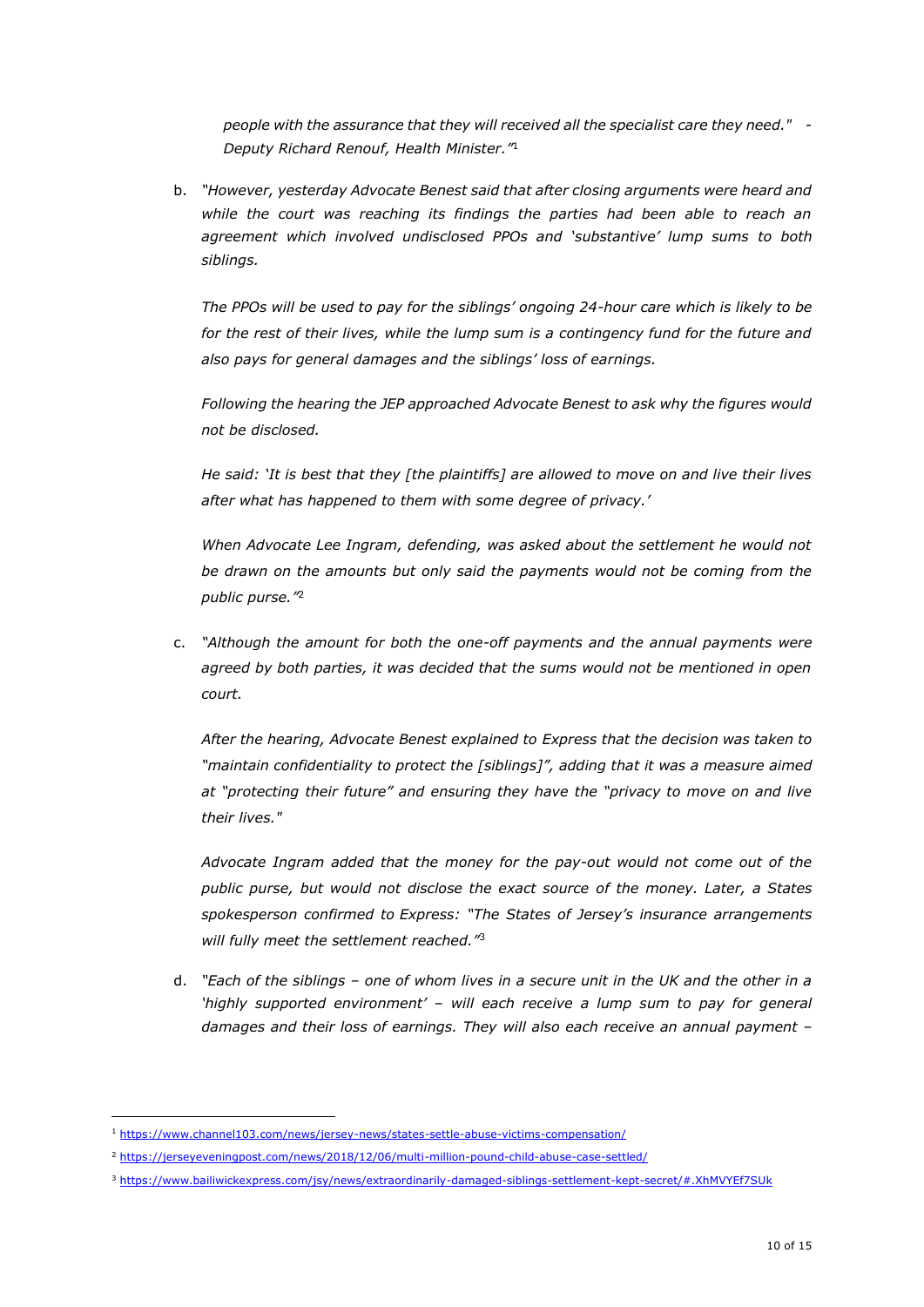*people with the assurance that they will received all the specialist care they need." - Deputy Richard Renouf, Health Minister."*[1]

b. *"However, yesterday Advocate Benest said that after closing arguments were heard and while the court was reaching its findings the parties had been able to reach an agreement which involved undisclosed PPOs and 'substantive' lump sums to both siblings.*

*The PPOs will be used to pay for the siblings' ongoing 24-hour care which is likely to be for the rest of their lives, while the lump sum is a contingency fund for the future and also pays for general damages and the siblings' loss of earnings.*

*Following the hearing the JEP approached Advocate Benest to ask why the figures would not be disclosed.*

*He said: 'It is best that they [the plaintiffs] are allowed to move on and live their lives after what has happened to them with some degree of privacy.'*

*When Advocate Lee Ingram, defending, was asked about the settlement he would not be drawn on the amounts but only said the payments would not be coming from the public purse."*[2]

c. *"Although the amount for both the one-off payments and the annual payments were agreed by both parties, it was decided that the sums would not be mentioned in open court.*

*After the hearing, Advocate Benest explained to Express that the decision was taken to "maintain confidentiality to protect the [siblings]", adding that it was a measure aimed at "protecting their future" and ensuring they have the "privacy to move on and live their lives."*

*Advocate Ingram added that the money for the pay-out would not come out of the public purse, but would not disclose the exact source of the money. Later, a States spokesperson confirmed to Express: "The States of Jersey's insurance arrangements will fully meet the settlement reached."*[3]

d. *"Each of the siblings – one of whom lives in a secure unit in the UK and the other in a 'highly supported environment' – will each receive a lump sum to pay for general damages and their loss of earnings. They will also each receive an annual payment –*

---

[1] https://www.channel103.com/news/jersey-news/states-settle-abuse-victims-compensation/

[2] https://jerseyeveningpost.com/news/2018/12/06/multi-million-pound-child-abuse-case-settled/

[3] https://www.bailiwickexpress.com/jsy/news/extraordinarily-damaged-siblings-settlement-kept-secret/#.XhMVYEf7SUk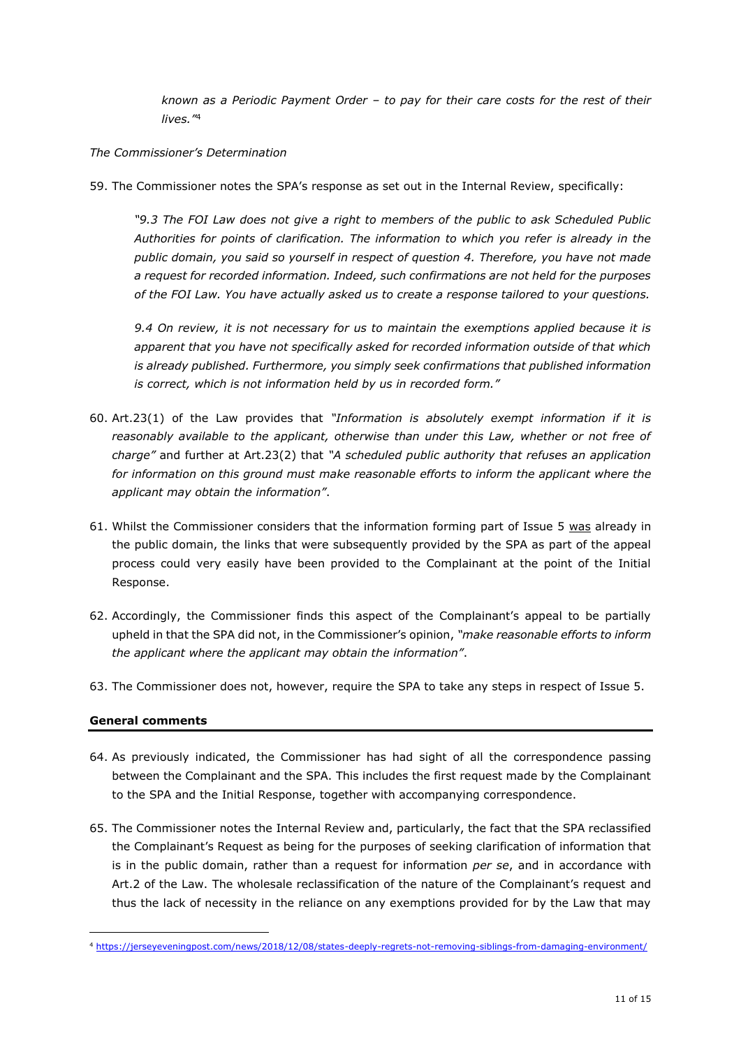*known as a Periodic Payment Order – to pay for their care costs for the rest of their lives."*[4]

*The Commissioner's Determination*

59. The Commissioner notes the SPA's response as set out in the Internal Review, specifically:

> *"9.3 The FOI Law does not give a right to members of the public to ask Scheduled Public Authorities for points of clarification. The information to which you refer is already in the public domain, you said so yourself in respect of question 4. Therefore, you have not made a request for recorded information. Indeed, such confirmations are not held for the purposes of the FOI Law. You have actually asked us to create a response tailored to your questions.*
>
> *9.4 On review, it is not necessary for us to maintain the exemptions applied because it is apparent that you have not specifically asked for recorded information outside of that which is already published. Furthermore, you simply seek confirmations that published information is correct, which is not information held by us in recorded form."*

60. Art.23(1) of the Law provides that *"Information is absolutely exempt information if it is reasonably available to the applicant, otherwise than under this Law, whether or not free of charge"* and further at Art.23(2) that *"A scheduled public authority that refuses an application for information on this ground must make reasonable efforts to inform the applicant where the applicant may obtain the information"*.

61. Whilst the Commissioner considers that the information forming part of Issue 5 <u>was</u> already in the public domain, the links that were subsequently provided by the SPA as part of the appeal process could very easily have been provided to the Complainant at the point of the Initial Response.

62. Accordingly, the Commissioner finds this aspect of the Complainant's appeal to be partially upheld in that the SPA did not, in the Commissioner's opinion, *"make reasonable efforts to inform the applicant where the applicant may obtain the information"*.

63. The Commissioner does not, however, require the SPA to take any steps in respect of Issue 5.

**General comments**

64. As previously indicated, the Commissioner has had sight of all the correspondence passing between the Complainant and the SPA. This includes the first request made by the Complainant to the SPA and the Initial Response, together with accompanying correspondence.

65. The Commissioner notes the Internal Review and, particularly, the fact that the SPA reclassified the Complainant's Request as being for the purposes of seeking clarification of information that is in the public domain, rather than a request for information *per se*, and in accordance with Art.2 of the Law. The wholesale reclassification of the nature of the Complainant's request and thus the lack of necessity in the reliance on any exemptions provided for by the Law that may

[4] https://jerseyeveningpost.com/news/2018/12/08/states-deeply-regrets-not-removing-siblings-from-damaging-environment/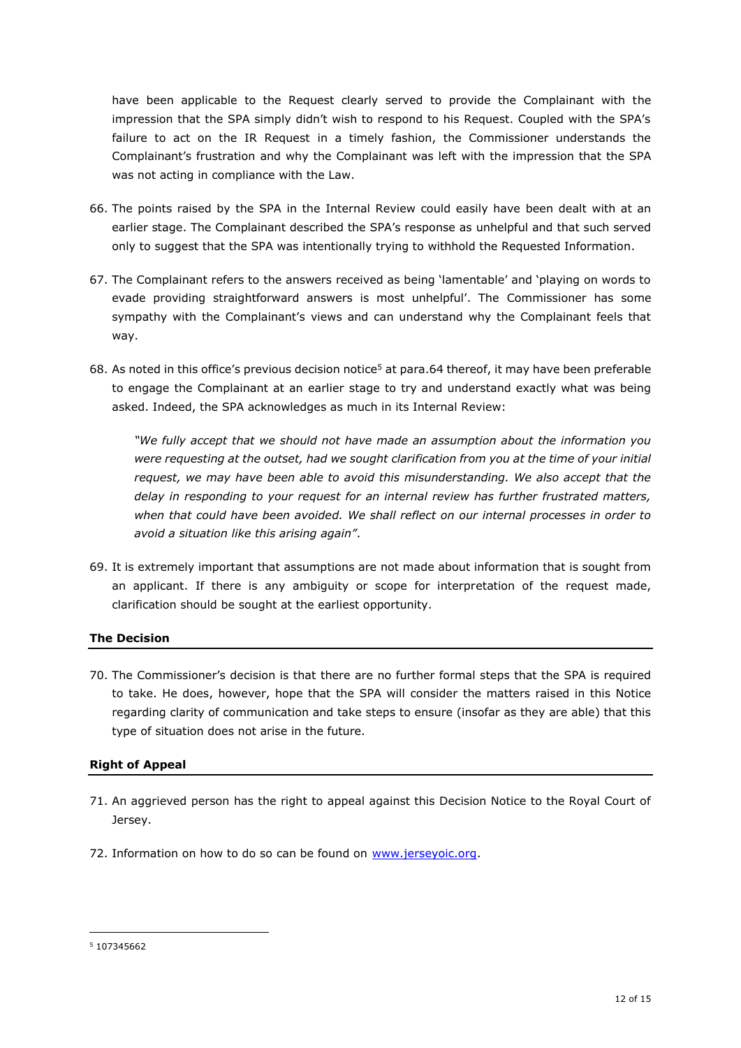have been applicable to the Request clearly served to provide the Complainant with the impression that the SPA simply didn't wish to respond to his Request. Coupled with the SPA's failure to act on the IR Request in a timely fashion, the Commissioner understands the Complainant's frustration and why the Complainant was left with the impression that the SPA was not acting in compliance with the Law.

66. The points raised by the SPA in the Internal Review could easily have been dealt with at an earlier stage. The Complainant described the SPA's response as unhelpful and that such served only to suggest that the SPA was intentionally trying to withhold the Requested Information.

67. The Complainant refers to the answers received as being 'lamentable' and 'playing on words to evade providing straightforward answers is most unhelpful'. The Commissioner has some sympathy with the Complainant's views and can understand why the Complainant feels that way.

68. As noted in this office's previous decision notice[5] at para.64 thereof, it may have been preferable to engage the Complainant at an earlier stage to try and understand exactly what was being asked. Indeed, the SPA acknowledges as much in its Internal Review:

   *"We fully accept that we should not have made an assumption about the information you were requesting at the outset, had we sought clarification from you at the time of your initial request, we may have been able to avoid this misunderstanding. We also accept that the delay in responding to your request for an internal review has further frustrated matters, when that could have been avoided. We shall reflect on our internal processes in order to avoid a situation like this arising again".*

69. It is extremely important that assumptions are not made about information that is sought from an applicant. If there is any ambiguity or scope for interpretation of the request made, clarification should be sought at the earliest opportunity.

**The Decision**

70. The Commissioner's decision is that there are no further formal steps that the SPA is required to take. He does, however, hope that the SPA will consider the matters raised in this Notice regarding clarity of communication and take steps to ensure (insofar as they are able) that this type of situation does not arise in the future.

**Right of Appeal**

71. An aggrieved person has the right to appeal against this Decision Notice to the Royal Court of Jersey.

72. Information on how to do so can be found on [www.jerseyoic.org](http://www.jerseyoic.org).

[5] 107345662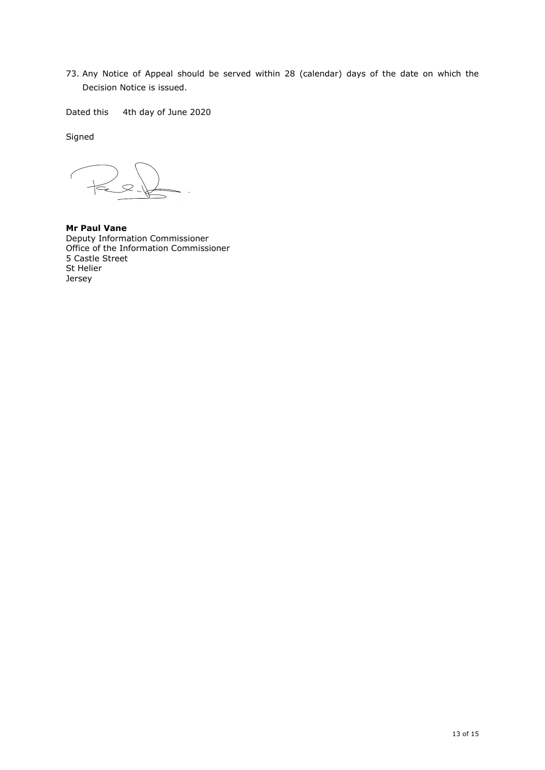73. Any Notice of Appeal should be served within 28 (calendar) days of the date on which the Decision Notice is issued.

Dated this 4th day of June 2020

Signed

**Mr Paul Vane**
Deputy Information Commissioner
Office of the Information Commissioner
5 Castle Street
St Helier
Jersey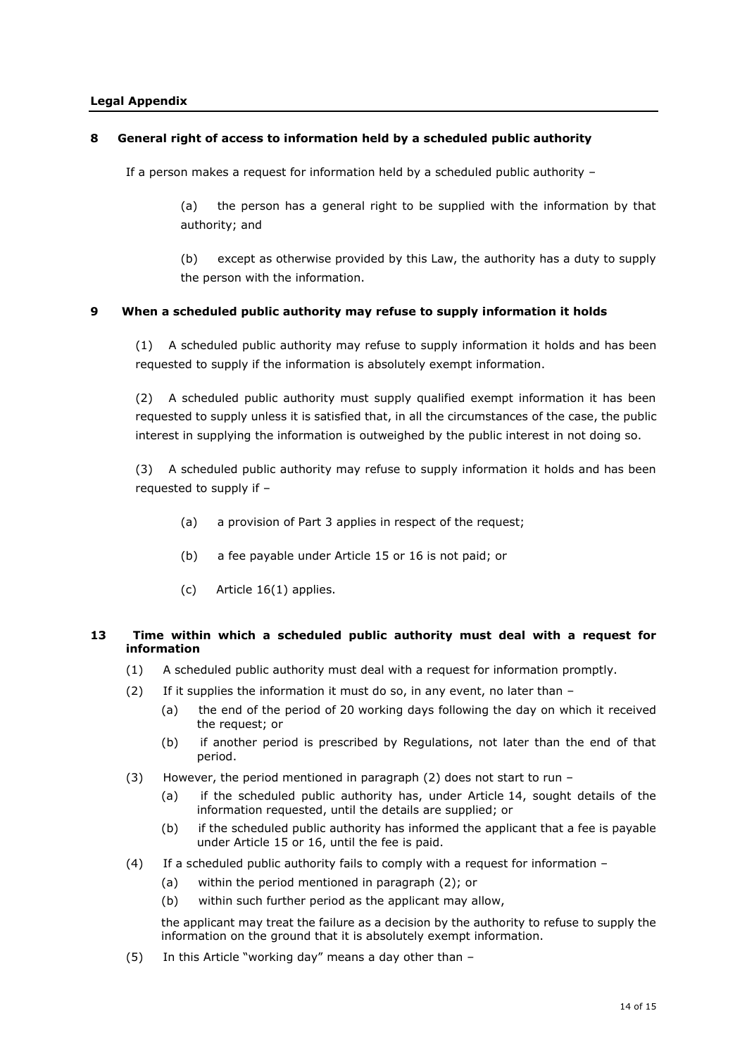**Legal Appendix**

**8 General right of access to information held by a scheduled public authority**

If a person makes a request for information held by a scheduled public authority –

(a) the person has a general right to be supplied with the information by that authority; and

(b) except as otherwise provided by this Law, the authority has a duty to supply the person with the information.

**9 When a scheduled public authority may refuse to supply information it holds**

(1) A scheduled public authority may refuse to supply information it holds and has been requested to supply if the information is absolutely exempt information.

(2) A scheduled public authority must supply qualified exempt information it has been requested to supply unless it is satisfied that, in all the circumstances of the case, the public interest in supplying the information is outweighed by the public interest in not doing so.

(3) A scheduled public authority may refuse to supply information it holds and has been requested to supply if –

(a) a provision of Part 3 applies in respect of the request;

(b) a fee payable under Article 15 or 16 is not paid; or

(c) Article 16(1) applies.

**13 Time within which a scheduled public authority must deal with a request for information**

(1) A scheduled public authority must deal with a request for information promptly.

(2) If it supplies the information it must do so, in any event, no later than –

(a) the end of the period of 20 working days following the day on which it received the request; or

(b) if another period is prescribed by Regulations, not later than the end of that period.

(3) However, the period mentioned in paragraph (2) does not start to run –

(a) if the scheduled public authority has, under Article 14, sought details of the information requested, until the details are supplied; or

(b) if the scheduled public authority has informed the applicant that a fee is payable under Article 15 or 16, until the fee is paid.

(4) If a scheduled public authority fails to comply with a request for information –

(a) within the period mentioned in paragraph (2); or

(b) within such further period as the applicant may allow,

the applicant may treat the failure as a decision by the authority to refuse to supply the information on the ground that it is absolutely exempt information.

(5) In this Article "working day" means a day other than –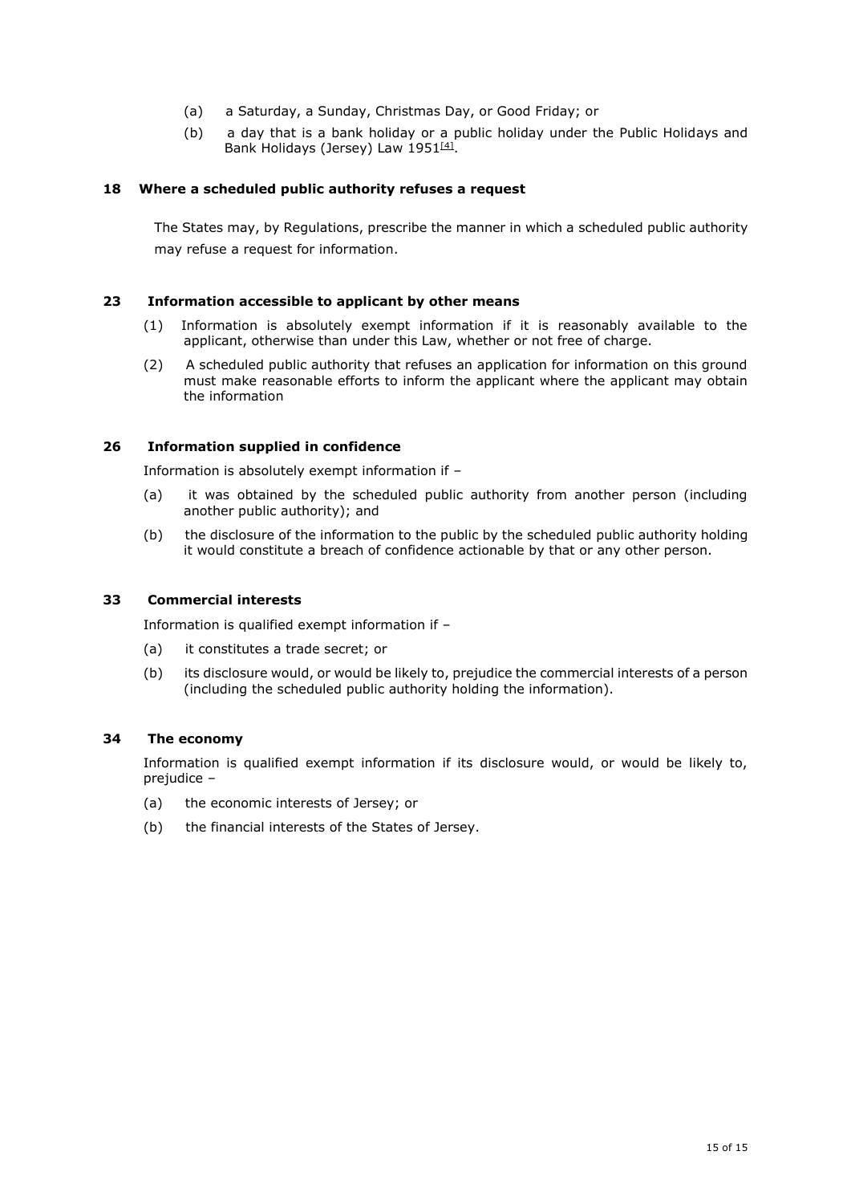(a) a Saturday, a Sunday, Christmas Day, or Good Friday; or

(b) a day that is a bank holiday or a public holiday under the Public Holidays and Bank Holidays (Jersey) Law 1951[4].

### 18 Where a scheduled public authority refuses a request

The States may, by Regulations, prescribe the manner in which a scheduled public authority may refuse a request for information.

### 23 Information accessible to applicant by other means

(1) Information is absolutely exempt information if it is reasonably available to the applicant, otherwise than under this Law, whether or not free of charge.

(2) A scheduled public authority that refuses an application for information on this ground must make reasonable efforts to inform the applicant where the applicant may obtain the information

### 26 Information supplied in confidence

Information is absolutely exempt information if –

(a) it was obtained by the scheduled public authority from another person (including another public authority); and

(b) the disclosure of the information to the public by the scheduled public authority holding it would constitute a breach of confidence actionable by that or any other person.

### 33 Commercial interests

Information is qualified exempt information if –

(a) it constitutes a trade secret; or

(b) its disclosure would, or would be likely to, prejudice the commercial interests of a person (including the scheduled public authority holding the information).

### 34 The economy

Information is qualified exempt information if its disclosure would, or would be likely to, prejudice –

(a) the economic interests of Jersey; or

(b) the financial interests of the States of Jersey.